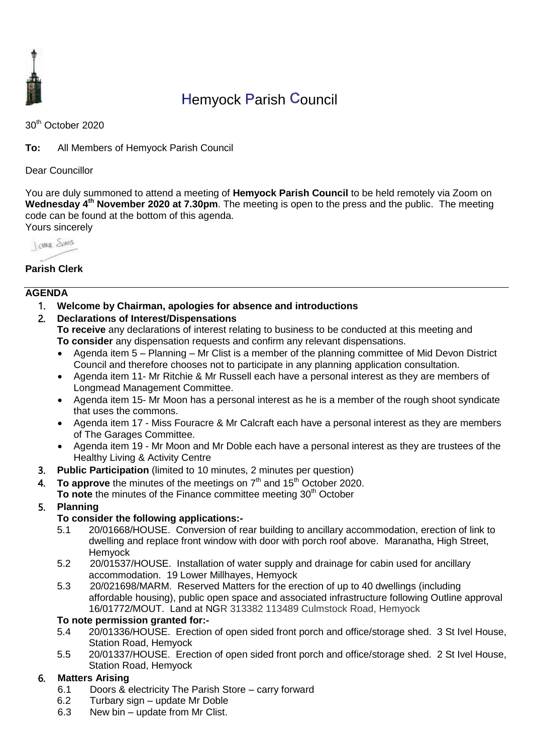# Hemyock Parish Council

30th October 2020

**To:** All Members of Hemyock Parish Council

Dear Councillor

You are duly summoned to attend a meeting of **Hemyock Parish Council** to be held remotely via Zoom on **Wednesday 4th November 2020 at 7.30pm**. The meeting is open to the press and the public. The meeting code can be found at the bottom of this agenda.

Yours sincerely

Jane Evans

**Parish Clerk**

---

## AGENDA

1. **Welcome by Chairman, apologies for absence and introductions**
2. **Declarations of Interest/Dispensations**
   **To receive** any declarations of interest relating to business to be conducted at this meeting and **To consider** any dispensation requests and confirm any relevant dispensations.
   - Agenda item 5 – Planning – Mr Clist is a member of the planning committee of Mid Devon District Council and therefore chooses not to participate in any planning application consultation.
   - Agenda item 11- Mr Ritchie & Mr Russell each have a personal interest as they are members of Longmead Management Committee.
   - Agenda item 15- Mr Moon has a personal interest as he is a member of the rough shoot syndicate that uses the commons.
   - Agenda item 17 - Miss Fouracre & Mr Calcraft each have a personal interest as they are members of The Garages Committee.
   - Agenda item 19 - Mr Moon and Mr Doble each have a personal interest as they are trustees of the Healthy Living & Activity Centre
3. **Public Participation** (limited to 10 minutes, 2 minutes per question)
4. **To approve** the minutes of the meetings on 7th and 15th October 2020.
   **To note** the minutes of the Finance committee meeting 30th October
5. **Planning**

   **To consider the following applications:-**

   5.1 20/01668/HOUSE. Conversion of rear building to ancillary accommodation, erection of link to dwelling and replace front window with door with porch roof above. Maranatha, High Street, Hemyock

   5.2 20/01537/HOUSE. Installation of water supply and drainage for cabin used for ancillary accommodation. 19 Lower Millhayes, Hemyock

   5.3 20/021698/MARM. Reserved Matters for the erection of up to 40 dwellings (including affordable housing), public open space and associated infrastructure following Outline approval 16/01772/MOUT. Land at NGR 313382 113489 Culmstock Road, Hemyock

   **To note permission granted for:-**

   5.4 20/01336/HOUSE. Erection of open sided front porch and office/storage shed. 3 St Ivel House, Station Road, Hemyock

   5.5 20/01337/HOUSE. Erection of open sided front porch and office/storage shed. 2 St Ivel House, Station Road, Hemyock
6. **Matters Arising**

   6.1 Doors & electricity The Parish Store – carry forward

   6.2 Turbary sign – update Mr Doble

   6.3 New bin – update from Mr Clist.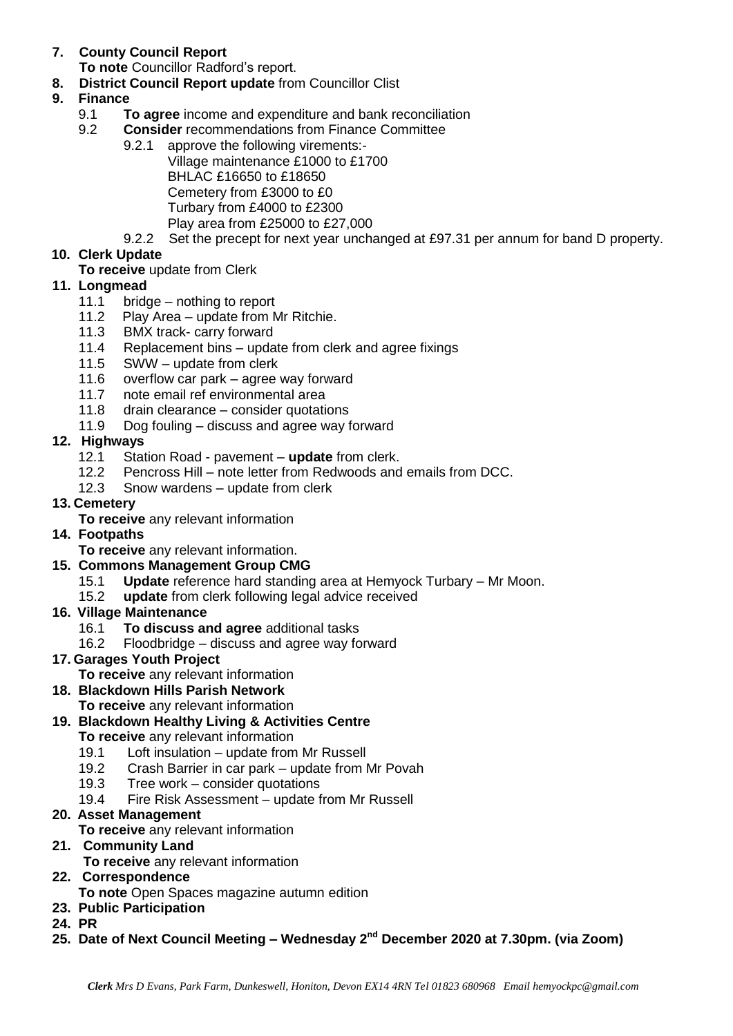**7. County Council Report**

**To note** Councillor Radford's report.

**8. District Council Report update** from Councillor Clist

**9. Finance**

- 9.1 **To agree** income and expenditure and bank reconciliation
- 9.2 **Consider** recommendations from Finance Committee
  - 9.2.1 approve the following virements:-
    Village maintenance £1000 to £1700
    BHLAC £16650 to £18650
    Cemetery from £3000 to £0
    Turbary from £4000 to £2300
    Play area from £25000 to £27,000
  - 9.2.2 Set the precept for next year unchanged at £97.31 per annum for band D property.

**10. Clerk Update**

**To receive** update from Clerk

**11. Longmead**

- 11.1 bridge – nothing to report
- 11.2 Play Area – update from Mr Ritchie.
- 11.3 BMX track- carry forward
- 11.4 Replacement bins – update from clerk and agree fixings
- 11.5 SWW – update from clerk
- 11.6 overflow car park – agree way forward
- 11.7 note email ref environmental area
- 11.8 drain clearance – consider quotations
- 11.9 Dog fouling – discuss and agree way forward

**12. Highways**

- 12.1 Station Road - pavement – **update** from clerk.
- 12.2 Pencross Hill – note letter from Redwoods and emails from DCC.
- 12.3 Snow wardens – update from clerk

**13. Cemetery**

**To receive** any relevant information

**14. Footpaths**

**To receive** any relevant information.

**15. Commons Management Group CMG**

- 15.1 **Update** reference hard standing area at Hemyock Turbary – Mr Moon.
- 15.2 **update** from clerk following legal advice received

**16. Village Maintenance**

- 16.1 **To discuss and agree** additional tasks
- 16.2 Floodbridge – discuss and agree way forward

**17. Garages Youth Project**

**To receive** any relevant information

**18. Blackdown Hills Parish Network**

**To receive** any relevant information

**19. Blackdown Healthy Living & Activities Centre**

**To receive** any relevant information

- 19.1 Loft insulation – update from Mr Russell
- 19.2 Crash Barrier in car park – update from Mr Povah
- 19.3 Tree work – consider quotations
- 19.4 Fire Risk Assessment – update from Mr Russell

**20. Asset Management**

**To receive** any relevant information

**21. Community Land**

**To receive** any relevant information

**22. Correspondence**

**To note** Open Spaces magazine autumn edition

**23. Public Participation**

**24. PR**

**25. Date of Next Council Meeting – Wednesday 2nd December 2020 at 7.30pm. (via Zoom)**

*Clerk Mrs D Evans, Park Farm, Dunkeswell, Honiton, Devon EX14 4RN Tel 01823 680968 Email hemyockpc@gmail.com*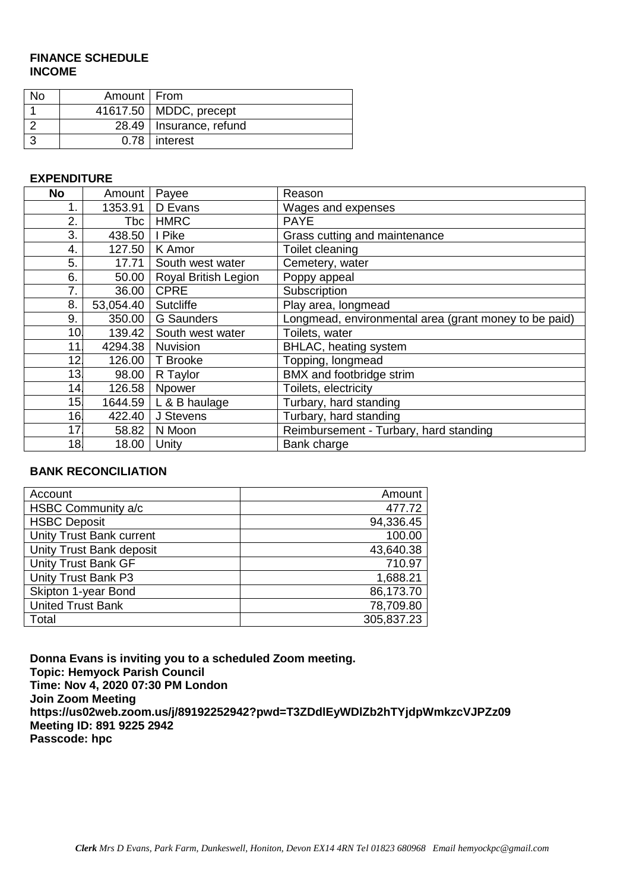**FINANCE SCHEDULE**
**INCOME**

| No | Amount | From |
|---|---|---|
| 1 | 41617.50 | MDDC, precept |
| 2 | 28.49 | Insurance, refund |
| 3 | 0.78 | interest |

**EXPENDITURE**

| No | Amount | Payee | Reason |
|---|---|---|---|
| 1. | 1353.91 | D Evans | Wages and expenses |
| 2. | Tbc | HMRC | PAYE |
| 3. | 438.50 | I Pike | Grass cutting and maintenance |
| 4. | 127.50 | K Amor | Toilet cleaning |
| 5. | 17.71 | South west water | Cemetery, water |
| 6. | 50.00 | Royal British Legion | Poppy appeal |
| 7. | 36.00 | CPRE | Subscription |
| 8. | 53,054.40 | Sutcliffe | Play area, longmead |
| 9. | 350.00 | G Saunders | Longmead, environmental area (grant money to be paid) |
| 10. | 139.42 | South west water | Toilets, water |
| 11. | 4294.38 | Nuvision | BHLAC, heating system |
| 12. | 126.00 | T Brooke | Topping, longmead |
| 13. | 98.00 | R Taylor | BMX and footbridge strim |
| 14. | 126.58 | Npower | Toilets, electricity |
| 15. | 1644.59 | L & B haulage | Turbary, hard standing |
| 16. | 422.40 | J Stevens | Turbary, hard standing |
| 17. | 58.82 | N Moon | Reimbursement - Turbary, hard standing |
| 18. | 18.00 | Unity | Bank charge |

**BANK RECONCILIATION**

| Account | Amount |
|---|---|
| HSBC Community a/c | 477.72 |
| HSBC Deposit | 94,336.45 |
| Unity Trust Bank current | 100.00 |
| Unity Trust Bank deposit | 43,640.38 |
| Unity Trust Bank GF | 710.97 |
| Unity Trust Bank P3 | 1,688.21 |
| Skipton 1-year Bond | 86,173.70 |
| United Trust Bank | 78,709.80 |
| Total | 305,837.23 |

**Donna Evans is inviting you to a scheduled Zoom meeting.**
**Topic: Hemyock Parish Council**
**Time: Nov 4, 2020 07:30 PM London**
**Join Zoom Meeting**
**https://us02web.zoom.us/j/89192252942?pwd=T3ZDdlEyWDlZb2hTYjdpWmkzcVJPZz09**
**Meeting ID: 891 9225 2942**
**Passcode: hpc**

***Clerk** Mrs D Evans, Park Farm, Dunkeswell, Honiton, Devon EX14 4RN Tel 01823 680968 Email hemyockpc@gmail.com*